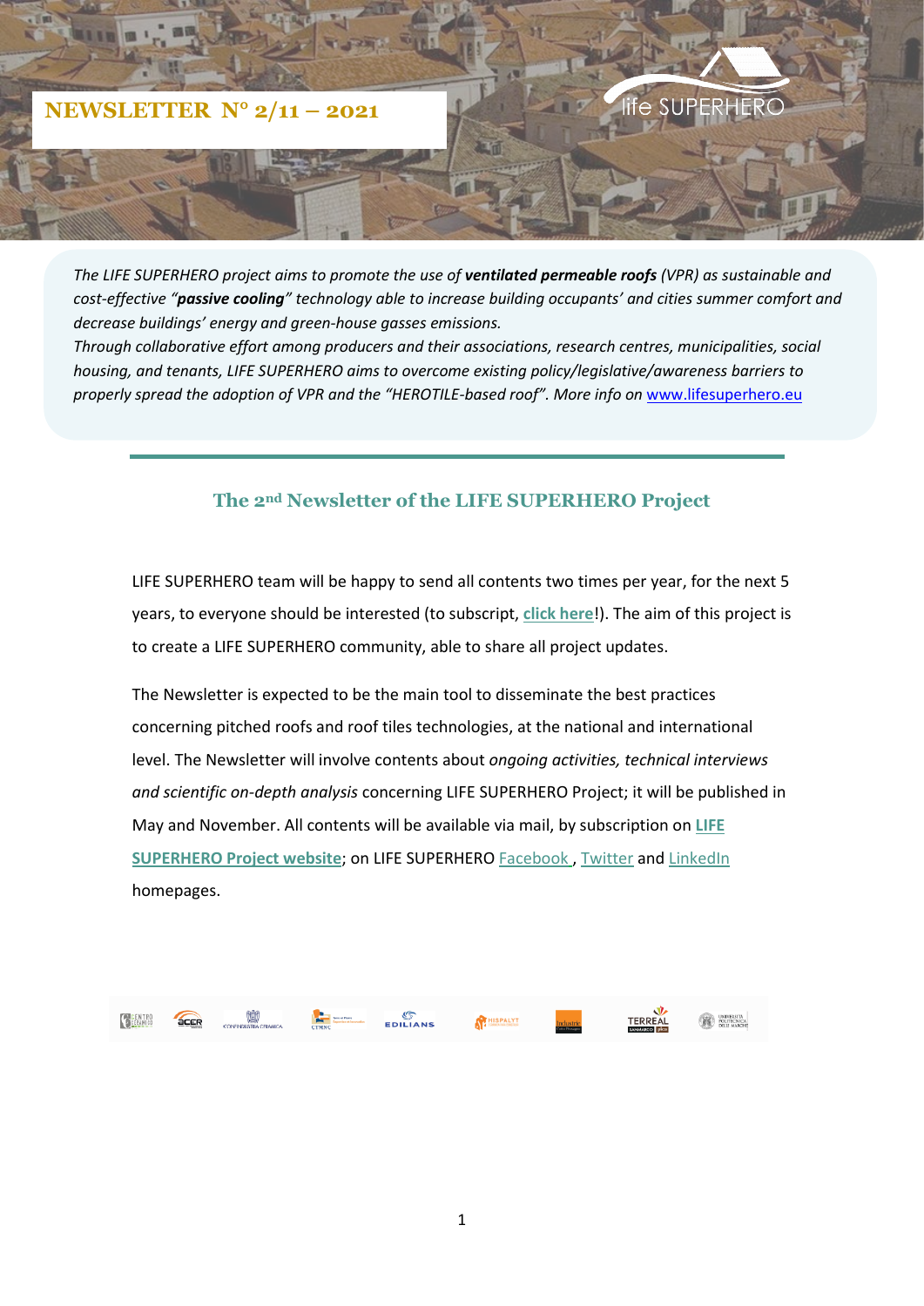# NEWSLETTER N° 2/11 – 2021

life SUPERHERO

*The LIFE SUPERHERO project aims to promote the use of **ventilated permeable roofs** (VPR) as sustainable and cost-effective "**passive cooling**" technology able to increase building occupants' and cities summer comfort and decrease buildings' energy and green-house gasses emissions.*
*Through collaborative effort among producers and their associations, research centres, municipalities, social housing, and tenants, LIFE SUPERHERO aims to overcome existing policy/legislative/awareness barriers to properly spread the adoption of VPR and the "HEROTILE-based roof". More info on* www.lifesuperhero.eu

## The 2nd Newsletter of the LIFE SUPERHERO Project

LIFE SUPERHERO team will be happy to send all contents two times per year, for the next 5 years, to everyone should be interested (to subscript, **click here**!). The aim of this project is to create a LIFE SUPERHERO community, able to share all project updates.

The Newsletter is expected to be the main tool to disseminate the best practices concerning pitched roofs and roof tiles technologies, at the national and international level. The Newsletter will involve contents about *ongoing activities, technical interviews and scientific on-depth analysis* concerning LIFE SUPERHERO Project; it will be published in May and November. All contents will be available via mail, by subscription on **LIFE SUPERHERO Project website**; on LIFE SUPERHERO Facebook , Twitter and LinkedIn homepages.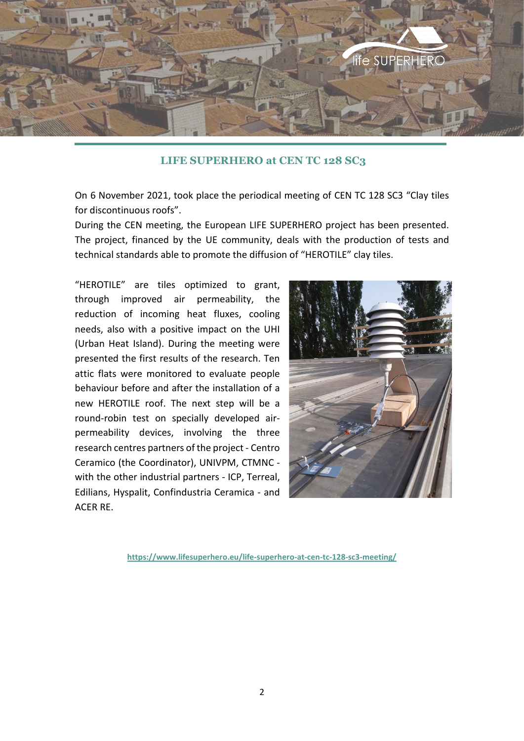## LIFE SUPERHERO at CEN TC 128 SC3

On 6 November 2021, took place the periodical meeting of CEN TC 128 SC3 "Clay tiles for discontinuous roofs".

During the CEN meeting, the European LIFE SUPERHERO project has been presented. The project, financed by the UE community, deals with the production of tests and technical standards able to promote the diffusion of "HEROTILE" clay tiles.

"HEROTILE" are tiles optimized to grant, through improved air permeability, the reduction of incoming heat fluxes, cooling needs, also with a positive impact on the UHI (Urban Heat Island). During the meeting were presented the first results of the research. Ten attic flats were monitored to evaluate people behaviour before and after the installation of a new HEROTILE roof. The next step will be a round-robin test on specially developed air-permeability devices, involving the three research centres partners of the project - Centro Ceramico (the Coordinator), UNIVPM, CTMNC - with the other industrial partners - ICP, Terreal, Edilians, Hyspalit, Confindustria Ceramica - and ACER RE.

https://www.lifesuperhero.eu/life-superhero-at-cen-tc-128-sc3-meeting/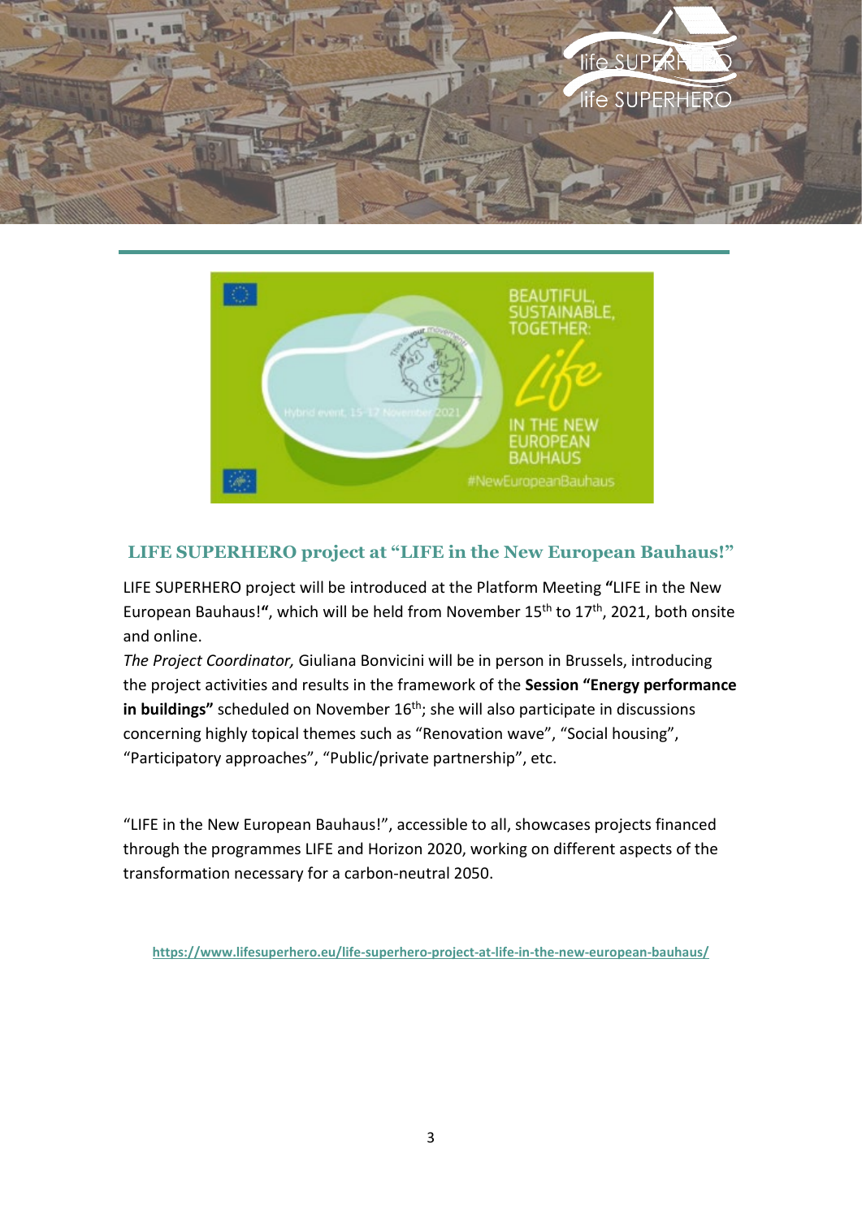## LIFE SUPERHERO project at "LIFE in the New European Bauhaus!"

LIFE SUPERHERO project will be introduced at the Platform Meeting **"LIFE in the New European Bauhaus!"**, which will be held from November 15th to 17th, 2021, both onsite and online.

*The Project Coordinator,* Giuliana Bonvicini will be in person in Brussels, introducing the project activities and results in the framework of the **Session "Energy performance in buildings"** scheduled on November 16th; she will also participate in discussions concerning highly topical themes such as "Renovation wave", "Social housing", "Participatory approaches", "Public/private partnership", etc.

"LIFE in the New European Bauhaus!", accessible to all, showcases projects financed through the programmes LIFE and Horizon 2020, working on different aspects of the transformation necessary for a carbon-neutral 2050.

https://www.lifesuperhero.eu/life-superhero-project-at-life-in-the-new-european-bauhaus/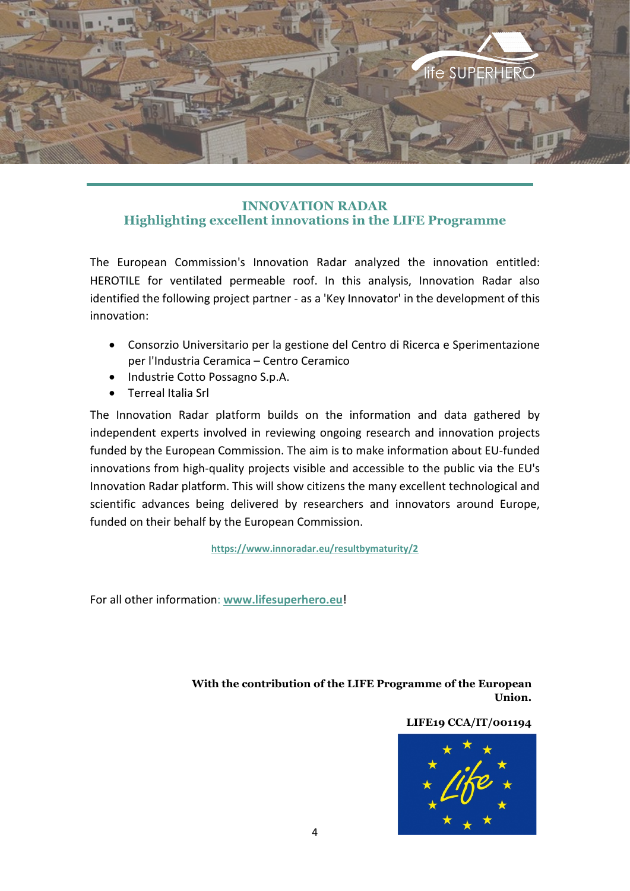## INNOVATION RADAR
## Highlighting excellent innovations in the LIFE Programme

The European Commission's Innovation Radar analyzed the innovation entitled: HEROTILE for ventilated permeable roof. In this analysis, Innovation Radar also identified the following project partner - as a 'Key Innovator' in the development of this innovation:

- Consorzio Universitario per la gestione del Centro di Ricerca e Sperimentazione per l'Industria Ceramica – Centro Ceramico
- Industrie Cotto Possagno S.p.A.
- Terreal Italia Srl

The Innovation Radar platform builds on the information and data gathered by independent experts involved in reviewing ongoing research and innovation projects funded by the European Commission. The aim is to make information about EU-funded innovations from high-quality projects visible and accessible to the public via the EU's Innovation Radar platform. This will show citizens the many excellent technological and scientific advances being delivered by researchers and innovators around Europe, funded on their behalf by the European Commission.

https://www.innoradar.eu/resultbymaturity/2

For all other information: **www.lifesuperhero.eu**!

**With the contribution of the LIFE Programme of the European Union.**

**LIFE19 CCA/IT/001194**